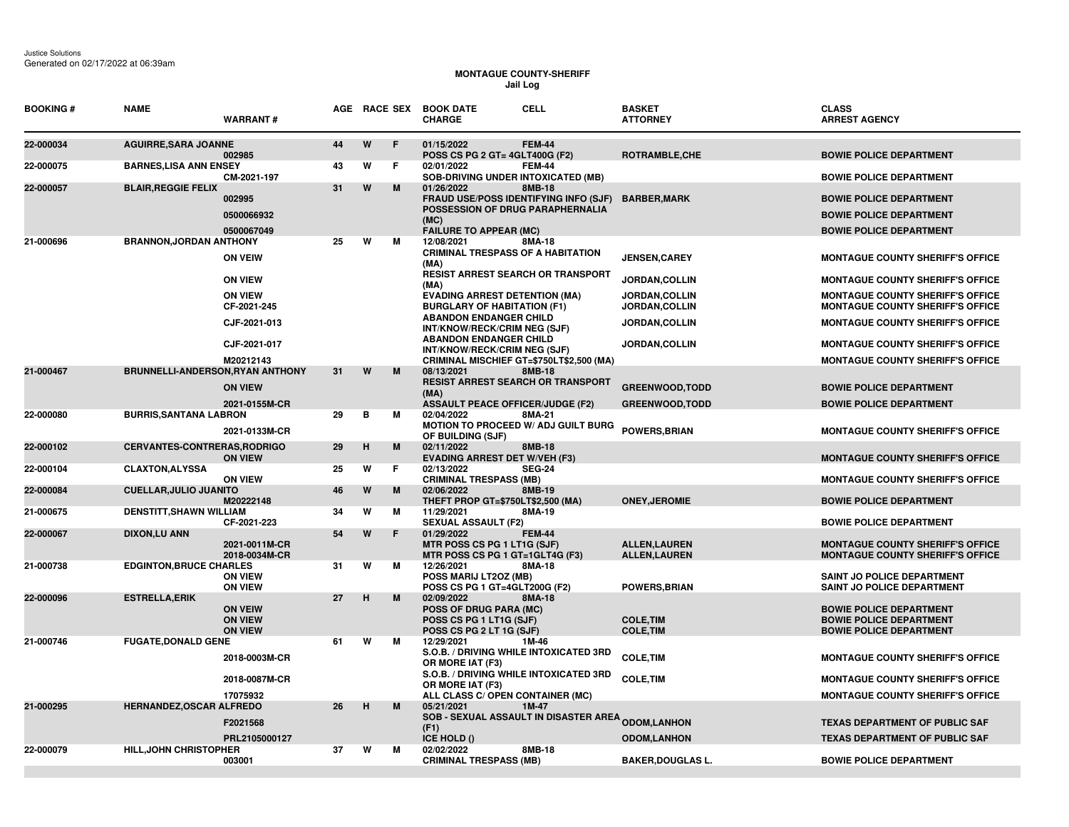Justice Solutions
Generated on 02/17/2022 at 06:39am

**MONTAGUE COUNTY-SHERIFF**
**Jail Log**

| BOOKING # | NAME | WARRANT # | AGE | RACE | SEX | BOOK DATE / CHARGE | CELL | BASKET / ATTORNEY | CLASS / ARREST AGENCY |
|---|---|---|---|---|---|---|---|---|---|
| 22-000034 | AGUIRRE,SARA JOANNE | | 44 | W | F | 01/15/2022 | FEM-44 | | |
| | | 002985 | | | | POSS CS PG 2 GT= 4GLT400G (F2) | | ROTRAMBLE,CHE | BOWIE POLICE DEPARTMENT |
| 22-000075 | BARNES,LISA ANN ENSEY | | 43 | W | F | 02/01/2022 | FEM-44 | | |
| | | CM-2021-197 | | | | SOB-DRIVING UNDER INTOXICATED (MB) | | | BOWIE POLICE DEPARTMENT |
| 22-000057 | BLAIR,REGGIE FELIX | | 31 | W | M | 01/26/2022 | 8MB-18 | | |
| | | 002995 | | | | FRAUD USE/POSS IDENTIFYING INFO (SJF) | | BARBER,MARK | BOWIE POLICE DEPARTMENT |
| | | 0500066932 | | | | POSSESSION OF DRUG PARAPHERNALIA (MC) | | | BOWIE POLICE DEPARTMENT |
| | | 0500067049 | | | | FAILURE TO APPEAR (MC) | | | BOWIE POLICE DEPARTMENT |
| 21-000696 | BRANNON,JORDAN ANTHONY | | 25 | W | M | 12/08/2021 | 8MA-18 | | |
| | | ON VEIW | | | | CRIMINAL TRESPASS OF A HABITATION (MA) | | JENSEN,CAREY | MONTAGUE COUNTY SHERIFF'S OFFICE |
| | | ON VIEW | | | | RESIST ARREST SEARCH OR TRANSPORT (MA) | | JORDAN,COLLIN | MONTAGUE COUNTY SHERIFF'S OFFICE |
| | | ON VIEW | | | | EVADING ARREST DETENTION (MA) | | JORDAN,COLLIN | MONTAGUE COUNTY SHERIFF'S OFFICE |
| | | CF-2021-245 | | | | BURGLARY OF HABITATION (F1) | | JORDAN,COLLIN | MONTAGUE COUNTY SHERIFF'S OFFICE |
| | | CJF-2021-013 | | | | ABANDON ENDANGER CHILD INT/KNOW/RECK/CRIM NEG (SJF) | | JORDAN,COLLIN | MONTAGUE COUNTY SHERIFF'S OFFICE |
| | | CJF-2021-017 | | | | ABANDON ENDANGER CHILD INT/KNOW/RECK/CRIM NEG (SJF) | | JORDAN,COLLIN | MONTAGUE COUNTY SHERIFF'S OFFICE |
| | | M20212143 | | | | CRIMINAL MISCHIEF GT=$750LT$2,500 (MA) | | | MONTAGUE COUNTY SHERIFF'S OFFICE |
| 21-000467 | BRUNNELLI-ANDERSON,RYAN ANTHONY | | 31 | W | M | 08/13/2021 | 8MB-18 | | |
| | | ON VIEW | | | | RESIST ARREST SEARCH OR TRANSPORT (MA) | | GREENWOOD,TODD | BOWIE POLICE DEPARTMENT |
| | | 2021-0155M-CR | | | | ASSAULT PEACE OFFICER/JUDGE (F2) | | GREENWOOD,TODD | BOWIE POLICE DEPARTMENT |
| 22-000080 | BURRIS,SANTANA LABRON | | 29 | B | M | 02/04/2022 | 8MA-21 | | |
| | | 2021-0133M-CR | | | | MOTION TO PROCEED W/ ADJ GUILT BURG OF BUILDING (SJF) | | POWERS,BRIAN | MONTAGUE COUNTY SHERIFF'S OFFICE |
| 22-000102 | CERVANTES-CONTRERAS,RODRIGO | | 29 | H | M | 02/11/2022 | 8MB-18 | | |
| | | ON VIEW | | | | EVADING ARREST DET W/VEH (F3) | | | MONTAGUE COUNTY SHERIFF'S OFFICE |
| 22-000104 | CLAXTON,ALYSSA | | 25 | W | F | 02/13/2022 | SEG-24 | | |
| | | ON VIEW | | | | CRIMINAL TRESPASS (MB) | | | MONTAGUE COUNTY SHERIFF'S OFFICE |
| 22-000084 | CUELLAR,JULIO JUANITO | | 46 | W | M | 02/06/2022 | 8MB-19 | | |
| | | M20222148 | | | | THEFT PROP GT=$750LT$2,500 (MA) | | ONEY,JEROMIE | BOWIE POLICE DEPARTMENT |
| 21-000675 | DENSTITT,SHAWN WILLIAM | | 34 | W | M | 11/29/2021 | 8MA-19 | | |
| | | CF-2021-223 | | | | SEXUAL ASSAULT (F2) | | | BOWIE POLICE DEPARTMENT |
| 22-000067 | DIXON,LU ANN | | 54 | W | F | 01/29/2022 | FEM-44 | | |
| | | 2021-0011M-CR | | | | MTR POSS CS PG 1 LT1G (SJF) | | ALLEN,LAUREN | MONTAGUE COUNTY SHERIFF'S OFFICE |
| | | 2018-0034M-CR | | | | MTR POSS CS PG 1 GT=1GLT4G (F3) | | ALLEN,LAUREN | MONTAGUE COUNTY SHERIFF'S OFFICE |
| 21-000738 | EDGINTON,BRUCE CHARLES | | 31 | W | M | 12/26/2021 | 8MA-18 | | |
| | | ON VIEW | | | | POSS MARIJ LT2OZ (MB) | | | SAINT JO POLICE DEPARTMENT |
| | | ON VIEW | | | | POSS CS PG 1 GT=4GLT200G (F2) | | POWERS,BRIAN | SAINT JO POLICE DEPARTMENT |
| 22-000096 | ESTRELLA,ERIK | | 27 | H | M | 02/09/2022 | 8MA-18 | | |
| | | ON VEIW | | | | POSS OF DRUG PARA (MC) | | | BOWIE POLICE DEPARTMENT |
| | | ON VIEW | | | | POSS CS PG 1 LT1G (SJF) | | COLE,TIM | BOWIE POLICE DEPARTMENT |
| | | ON VIEW | | | | POSS CS PG 2 LT 1G (SJF) | | COLE,TIM | BOWIE POLICE DEPARTMENT |
| 21-000746 | FUGATE,DONALD GENE | | 61 | W | M | 12/29/2021 | 1M-46 | | |
| | | 2018-0003M-CR | | | | S.O.B. / DRIVING WHILE INTOXICATED 3RD OR MORE IAT (F3) | | COLE,TIM | MONTAGUE COUNTY SHERIFF'S OFFICE |
| | | 2018-0087M-CR | | | | S.O.B. / DRIVING WHILE INTOXICATED 3RD OR MORE IAT (F3) | | COLE,TIM | MONTAGUE COUNTY SHERIFF'S OFFICE |
| | | 17075932 | | | | ALL CLASS C/ OPEN CONTAINER (MC) | | | MONTAGUE COUNTY SHERIFF'S OFFICE |
| 21-000295 | HERNANDEZ,OSCAR ALFREDO | | 26 | H | M | 05/21/2021 | 1M-47 | | |
| | | F2021568 | | | | SOB - SEXUAL ASSAULT IN DISASTER AREA (F1) | | ODOM,LANHON | TEXAS DEPARTMENT OF PUBLIC SAF |
| | | PRL2105000127 | | | | ICE HOLD () | | ODOM,LANHON | TEXAS DEPARTMENT OF PUBLIC SAF |
| 22-000079 | HILL,JOHN CHRISTOPHER | | 37 | W | M | 02/02/2022 | 8MB-18 | | |
| | | 003001 | | | | CRIMINAL TRESPASS (MB) | | BAKER,DOUGLAS L. | BOWIE POLICE DEPARTMENT |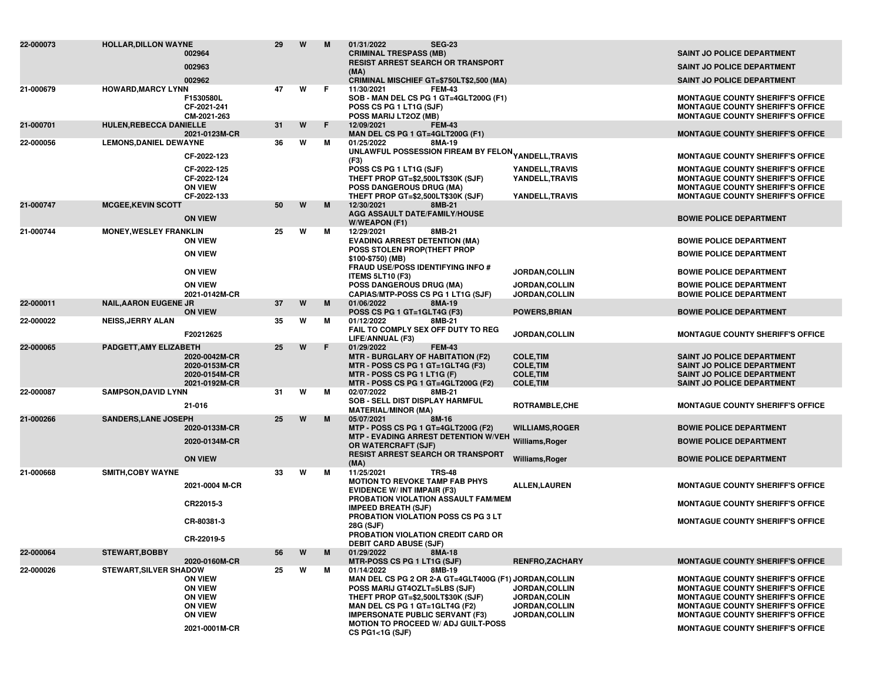| Booking No | Name | Warrant/Case No | Age | Race | Sex | Booking Date | Cell | Charge | Arresting Officer | Agency |
|---|---|---|---|---|---|---|---|---|---|---|
| 22-000073 | HOLLAR,DILLON WAYNE | | 29 | W | M | 01/31/2022 | SEG-23 | | | |
| | | 002964 | | | | | | CRIMINAL TRESPASS (MB) | | SAINT JO POLICE DEPARTMENT |
| | | 002963 | | | | | | RESIST ARREST SEARCH OR TRANSPORT (MA) | | SAINT JO POLICE DEPARTMENT |
| | | 002962 | | | | | | CRIMINAL MISCHIEF GT=$750LT$2,500 (MA) | | SAINT JO POLICE DEPARTMENT |
| 21-000679 | HOWARD,MARCY LYNN | | 47 | W | F | 11/30/2021 | FEM-43 | | | |
| | | F1530580L | | | | | | SOB - MAN DEL CS PG 1 GT=4GLT200G (F1) | | MONTAGUE COUNTY SHERIFF'S OFFICE |
| | | CF-2021-241 | | | | | | POSS CS PG 1 LT1G (SJF) | | MONTAGUE COUNTY SHERIFF'S OFFICE |
| | | CM-2021-263 | | | | | | POSS MARIJ LT2OZ (MB) | | MONTAGUE COUNTY SHERIFF'S OFFICE |
| 21-000701 | HULEN,REBECCA DANIELLE | | 31 | W | F | 12/09/2021 | FEM-43 | | | |
| | | 2021-0123M-CR | | | | | | MAN DEL CS PG 1 GT=4GLT200G (F1) | | MONTAGUE COUNTY SHERIFF'S OFFICE |
| 22-000056 | LEMONS,DANIEL DEWAYNE | | 36 | W | M | 01/25/2022 | 8MA-19 | | | |
| | | CF-2022-123 | | | | | | UNLAWFUL POSSESSION FIREAM BY FELON (F3) | YANDELL,TRAVIS | MONTAGUE COUNTY SHERIFF'S OFFICE |
| | | CF-2022-125 | | | | | | POSS CS PG 1 LT1G (SJF) | YANDELL,TRAVIS | MONTAGUE COUNTY SHERIFF'S OFFICE |
| | | CF-2022-124 | | | | | | THEFT PROP GT=$2,500LT$30K (SJF) | YANDELL,TRAVIS | MONTAGUE COUNTY SHERIFF'S OFFICE |
| | | ON VIEW | | | | | | POSS DANGEROUS DRUG (MA) | | MONTAGUE COUNTY SHERIFF'S OFFICE |
| | | CF-2022-133 | | | | | | THEFT PROP GT=$2,500LT$30K (SJF) | YANDELL,TRAVIS | MONTAGUE COUNTY SHERIFF'S OFFICE |
| 21-000747 | MCGEE,KEVIN SCOTT | | 50 | W | M | 12/30/2021 | 8MB-21 | | | |
| | | ON VIEW | | | | | | AGG ASSAULT DATE/FAMILY/HOUSE W/WEAPON (F1) | | BOWIE POLICE DEPARTMENT |
| 21-000744 | MONEY,WESLEY FRANKLIN | | 25 | W | M | 12/29/2021 | 8MB-21 | | | |
| | | ON VIEW | | | | | | EVADING ARREST DETENTION (MA) | | BOWIE POLICE DEPARTMENT |
| | | ON VIEW | | | | | | POSS STOLEN PROP(THEFT PROP $100-$750) (MB) | | BOWIE POLICE DEPARTMENT |
| | | ON VIEW | | | | | | FRAUD USE/POSS IDENTIFYING INFO # ITEMS 5LT10 (F3) | JORDAN,COLLIN | BOWIE POLICE DEPARTMENT |
| | | ON VIEW | | | | | | POSS DANGEROUS DRUG (MA) | JORDAN,COLLIN | BOWIE POLICE DEPARTMENT |
| | | 2021-0142M-CR | | | | | | CAPIAS/MTP-POSS CS PG 1 LT1G (SJF) | JORDAN,COLLIN | BOWIE POLICE DEPARTMENT |
| 22-000011 | NAIL,AARON EUGENE JR | | 37 | W | M | 01/06/2022 | 8MA-19 | | | |
| | | ON VIEW | | | | | | POSS CS PG 1 GT=1GLT4G (F3) | POWERS,BRIAN | BOWIE POLICE DEPARTMENT |
| 22-000022 | NEISS,JERRY ALAN | | 35 | W | M | 01/12/2022 | 8MB-21 | | | |
| | | F20212625 | | | | | | FAIL TO COMPLY SEX OFF DUTY TO REG LIFE/ANNUAL (F3) | JORDAN,COLLIN | MONTAGUE COUNTY SHERIFF'S OFFICE |
| 22-000065 | PADGETT,AMY ELIZABETH | | 25 | W | F | 01/29/2022 | FEM-43 | | | |
| | | 2020-0042M-CR | | | | | | MTR - BURGLARY OF HABITATION (F2) | COLE,TIM | SAINT JO POLICE DEPARTMENT |
| | | 2020-0153M-CR | | | | | | MTR - POSS CS PG 1 GT=1GLT4G (F3) | COLE,TIM | SAINT JO POLICE DEPARTMENT |
| | | 2020-0154M-CR | | | | | | MTR - POSS CS PG 1 LT1G (F) | COLE,TIM | SAINT JO POLICE DEPARTMENT |
| | | 2021-0192M-CR | | | | | | MTR - POSS CS PG 1 GT=4GLT200G (F2) | COLE,TIM | SAINT JO POLICE DEPARTMENT |
| 22-000087 | SAMPSON,DAVID LYNN | | 31 | W | M | 02/07/2022 | 8MB-21 | | | |
| | | 21-016 | | | | | | SOB - SELL DIST DISPLAY HARMFUL MATERIAL/MINOR (MA) | ROTRAMBLE,CHE | MONTAGUE COUNTY SHERIFF'S OFFICE |
| 21-000266 | SANDERS,LANE JOSEPH | | 25 | W | M | 05/07/2021 | 8M-16 | | | |
| | | 2020-0133M-CR | | | | | | MTP - POSS CS PG 1 GT=4GLT200G (F2) | WILLIAMS,ROGER | BOWIE POLICE DEPARTMENT |
| | | 2020-0134M-CR | | | | | | MTP - EVADING ARREST DETENTION W/VEH OR WATERCRAFT (SJF) | Williams,Roger | BOWIE POLICE DEPARTMENT |
| | | ON VIEW | | | | | | RESIST ARREST SEARCH OR TRANSPORT (MA) | Williams,Roger | BOWIE POLICE DEPARTMENT |
| 21-000668 | SMITH,COBY WAYNE | | 33 | W | M | 11/25/2021 | TRS-48 | | | |
| | | 2021-0004 M-CR | | | | | | MOTION TO REVOKE TAMP FAB PHYS EVIDENCE W/ INT IMPAIR (F3) | ALLEN,LAUREN | MONTAGUE COUNTY SHERIFF'S OFFICE |
| | | CR22015-3 | | | | | | PROBATION VIOLATION ASSAULT FAM/MEM IMPEED BREATH (SJF) | | MONTAGUE COUNTY SHERIFF'S OFFICE |
| | | CR-80381-3 | | | | | | PROBATION VIOLATION POSS CS PG 3 LT 28G (SJF) | | MONTAGUE COUNTY SHERIFF'S OFFICE |
| | | CR-22019-5 | | | | | | PROBATION VIOLATION CREDIT CARD OR DEBIT CARD ABUSE (SJF) | | |
| 22-000064 | STEWART,BOBBY | | 56 | W | M | 01/29/2022 | 8MA-18 | | | |
| | | 2020-0160M-CR | | | | | | MTR-POSS CS PG 1 LT1G (SJF) | RENFRO,ZACHARY | MONTAGUE COUNTY SHERIFF'S OFFICE |
| 22-000026 | STEWART,SILVER SHADOW | | 25 | W | M | 01/14/2022 | 8MB-19 | | | |
| | | ON VIEW | | | | | | MAN DEL CS PG 2 OR 2-A GT=4GLT400G (F1) | JORDAN,COLLIN | MONTAGUE COUNTY SHERIFF'S OFFICE |
| | | ON VIEW | | | | | | POSS MARIJ GT4OZLT=5LBS (SJF) | JORDAN,COLLIN | MONTAGUE COUNTY SHERIFF'S OFFICE |
| | | ON VIEW | | | | | | THEFT PROP GT=$2,500LT$30K (SJF) | JORDAN,COLIN | MONTAGUE COUNTY SHERIFF'S OFFICE |
| | | ON VIEW | | | | | | MAN DEL CS PG 1 GT=1GLT4G (F2) | JORDAN,COLLIN | MONTAGUE COUNTY SHERIFF'S OFFICE |
| | | ON VIEW | | | | | | IMPERSONATE PUBLIC SERVANT (F3) | JORDAN,COLLIN | MONTAGUE COUNTY SHERIFF'S OFFICE |
| | | 2021-0001M-CR | | | | | | MOTION TO PROCEED W/ ADJ GUILT-POSS CS PG1<1G (SJF) | | MONTAGUE COUNTY SHERIFF'S OFFICE |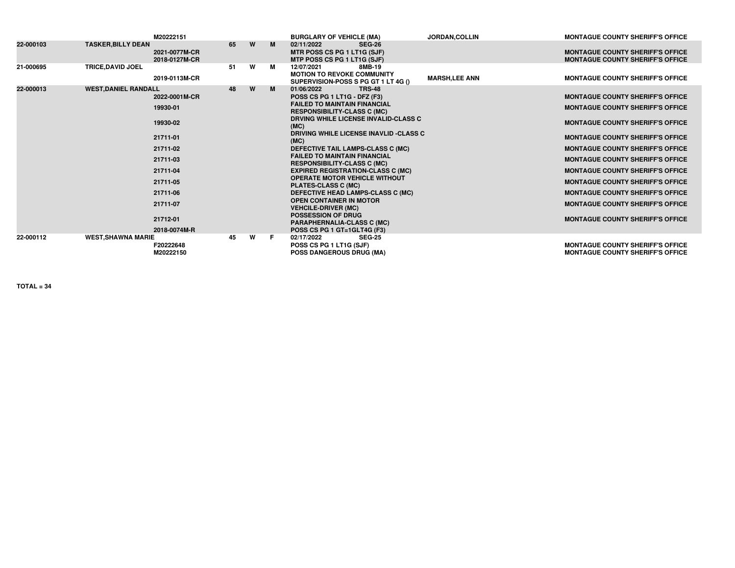| | | | | | | | | | |
|---|---|---|---|---|---|---|---|---|---|
| | | M20222151 | | | | BURGLARY OF VEHICLE (MA) | | JORDAN,COLLIN | MONTAGUE COUNTY SHERIFF'S OFFICE |
| 22-000103 | TASKER,BILLY DEAN | | 65 | W | M | 02/11/2022 | SEG-26 | | |
| | | 2021-0077M-CR | | | | MTR POSS CS PG 1 LT1G (SJF) | | | MONTAGUE COUNTY SHERIFF'S OFFICE |
| | | 2018-0127M-CR | | | | MTP POSS CS PG 1 LT1G (SJF) | | | MONTAGUE COUNTY SHERIFF'S OFFICE |
| 21-000695 | TRICE,DAVID JOEL | | 51 | W | M | 12/07/2021 | 8MB-19 | | |
| | | 2019-0113M-CR | | | | MOTION TO REVOKE COMMUNITY SUPERVISION-POSS S PG GT 1 LT 4G () | | MARSH,LEE ANN | MONTAGUE COUNTY SHERIFF'S OFFICE |
| 22-000013 | WEST,DANIEL RANDALL | | 48 | W | M | 01/06/2022 | TRS-48 | | |
| | | 2022-0001M-CR | | | | POSS CS PG 1 LT1G - DFZ (F3) | | | MONTAGUE COUNTY SHERIFF'S OFFICE |
| | | 19930-01 | | | | FAILED TO MAINTAIN FINANCIAL RESPONSIBILITY-CLASS C (MC) | | | MONTAGUE COUNTY SHERIFF'S OFFICE |
| | | 19930-02 | | | | DRVING WHILE LICENSE INVALID-CLASS C (MC) | | | MONTAGUE COUNTY SHERIFF'S OFFICE |
| | | 21711-01 | | | | DRIVING WHILE LICENSE INAVLID -CLASS C (MC) | | | MONTAGUE COUNTY SHERIFF'S OFFICE |
| | | 21711-02 | | | | DEFECTIVE TAIL LAMPS-CLASS C (MC) | | | MONTAGUE COUNTY SHERIFF'S OFFICE |
| | | 21711-03 | | | | FAILED TO MAINTAIN FINANCIAL RESPONSIBILITY-CLASS C (MC) | | | MONTAGUE COUNTY SHERIFF'S OFFICE |
| | | 21711-04 | | | | EXPIRED REGISTRATION-CLASS C (MC) | | | MONTAGUE COUNTY SHERIFF'S OFFICE |
| | | 21711-05 | | | | OPERATE MOTOR VEHICLE WITHOUT PLATES-CLASS C (MC) | | | MONTAGUE COUNTY SHERIFF'S OFFICE |
| | | 21711-06 | | | | DEFECTIVE HEAD LAMPS-CLASS C (MC) | | | MONTAGUE COUNTY SHERIFF'S OFFICE |
| | | 21711-07 | | | | OPEN CONTAINER IN MOTOR VEHCILE-DRIVER (MC) | | | MONTAGUE COUNTY SHERIFF'S OFFICE |
| | | 21712-01 | | | | POSSESSION OF DRUG PARAPHERNALIA-CLASS C (MC) | | | MONTAGUE COUNTY SHERIFF'S OFFICE |
| | | 2018-0074M-R | | | | POSS CS PG 1 GT=1GLT4G (F3) | | | |
| 22-000112 | WEST,SHAWNA MARIE | | 45 | W | F | 02/17/2022 | SEG-25 | | |
| | | F20222648 | | | | POSS CS PG 1 LT1G (SJF) | | | MONTAGUE COUNTY SHERIFF'S OFFICE |
| | | M20222150 | | | | POSS DANGEROUS DRUG (MA) | | | MONTAGUE COUNTY SHERIFF'S OFFICE |

TOTAL = 34